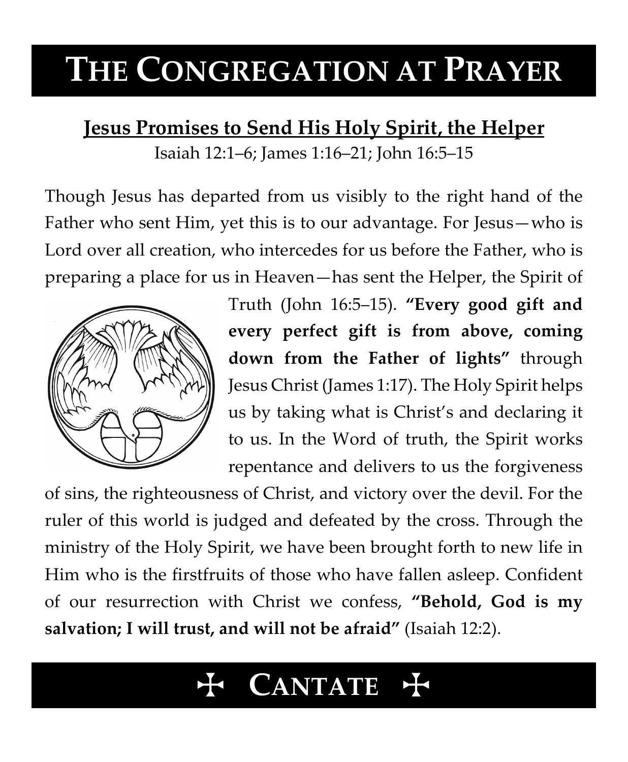# THE CONGREGATION AT PRAYER

## Jesus Promises to Send His Holy Spirit, the Helper

Isaiah 12:1–6; James 1:16–21; John 16:5–15

Though Jesus has departed from us visibly to the right hand of the Father who sent Him, yet this is to our advantage. For Jesus—who is Lord over all creation, who intercedes for us before the Father, who is preparing a place for us in Heaven—has sent the Helper, the Spirit of Truth (John 16:5–15). **"Every good gift and every perfect gift is from above, coming down from the Father of lights"** through Jesus Christ (James 1:17). The Holy Spirit helps us by taking what is Christ's and declaring it to us. In the Word of truth, the Spirit works repentance and delivers to us the forgiveness of sins, the righteousness of Christ, and victory over the devil. For the ruler of this world is judged and defeated by the cross. Through the ministry of the Holy Spirit, we have been brought forth to new life in Him who is the firstfruits of those who have fallen asleep. Confident of our resurrection with Christ we confess, **"Behold, God is my salvation; I will trust, and will not be afraid"** (Isaiah 12:2).

## ☩ CANTATE ☩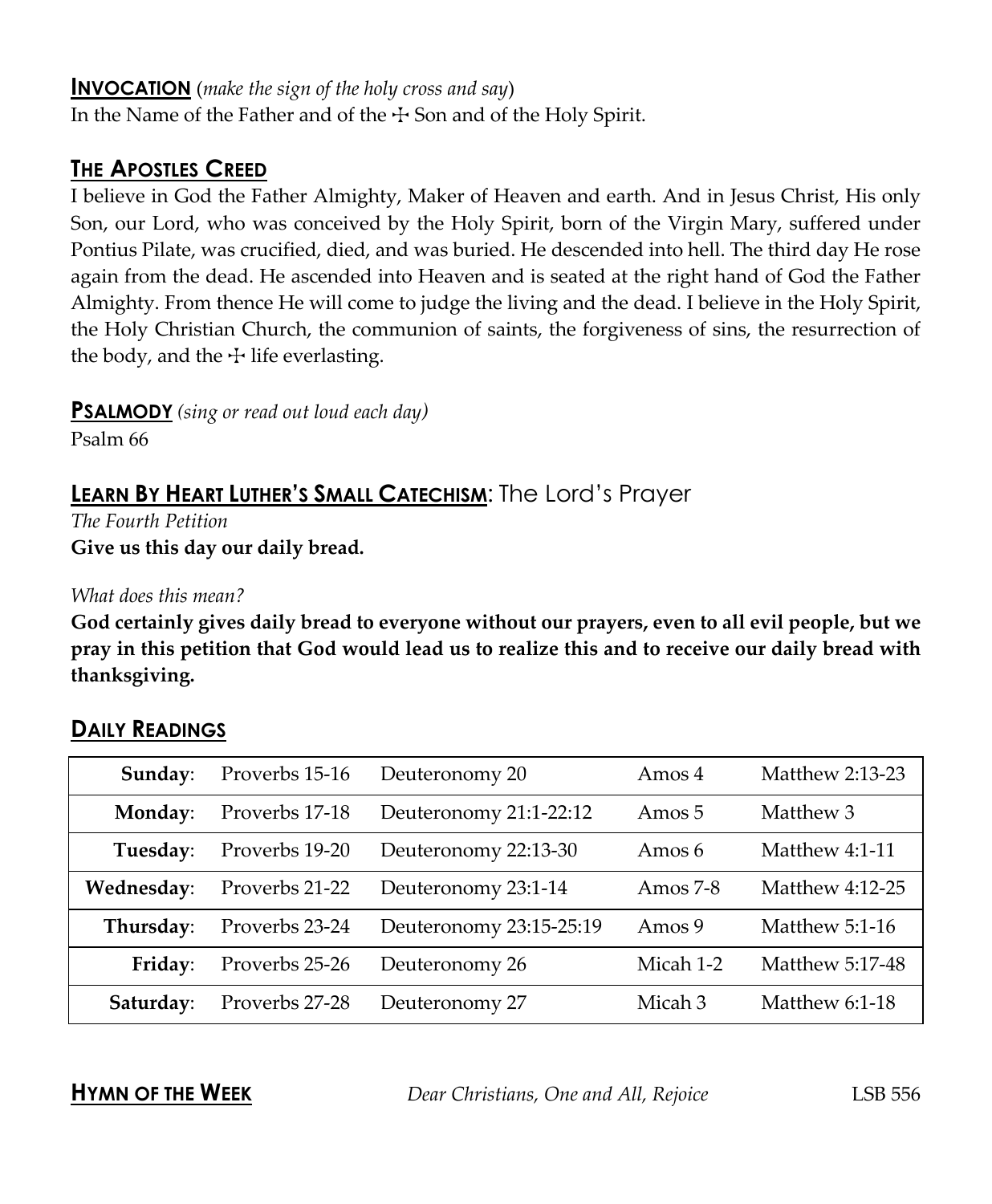## INVOCATION (*make the sign of the holy cross and say*)

In the Name of the Father and of the ☩ Son and of the Holy Spirit.

## THE APOSTLES CREED

I believe in God the Father Almighty, Maker of Heaven and earth. And in Jesus Christ, His only Son, our Lord, who was conceived by the Holy Spirit, born of the Virgin Mary, suffered under Pontius Pilate, was crucified, died, and was buried. He descended into hell. The third day He rose again from the dead. He ascended into Heaven and is seated at the right hand of God the Father Almighty. From thence He will come to judge the living and the dead. I believe in the Holy Spirit, the Holy Christian Church, the communion of saints, the forgiveness of sins, the resurrection of the body, and the ☩ life everlasting.

## PSALMODY *(sing or read out loud each day)*

Psalm 66

## LEARN BY HEART LUTHER'S SMALL CATECHISM: The Lord's Prayer

*The Fourth Petition*

**Give us this day our daily bread.**

*What does this mean?*

**God certainly gives daily bread to everyone without our prayers, even to all evil people, but we pray in this petition that God would lead us to realize this and to receive our daily bread with thanksgiving.**

## DAILY READINGS

| | | | | |
|---|---|---|---|---|
| **Sunday**: | Proverbs 15-16 | Deuteronomy 20 | Amos 4 | Matthew 2:13-23 |
| **Monday**: | Proverbs 17-18 | Deuteronomy 21:1-22:12 | Amos 5 | Matthew 3 |
| **Tuesday**: | Proverbs 19-20 | Deuteronomy 22:13-30 | Amos 6 | Matthew 4:1-11 |
| **Wednesday**: | Proverbs 21-22 | Deuteronomy 23:1-14 | Amos 7-8 | Matthew 4:12-25 |
| **Thursday**: | Proverbs 23-24 | Deuteronomy 23:15-25:19 | Amos 9 | Matthew 5:1-16 |
| **Friday**: | Proverbs 25-26 | Deuteronomy 26 | Micah 1-2 | Matthew 5:17-48 |
| **Saturday**: | Proverbs 27-28 | Deuteronomy 27 | Micah 3 | Matthew 6:1-18 |

## HYMN OF THE WEEK

*Dear Christians, One and All, Rejoice* LSB 556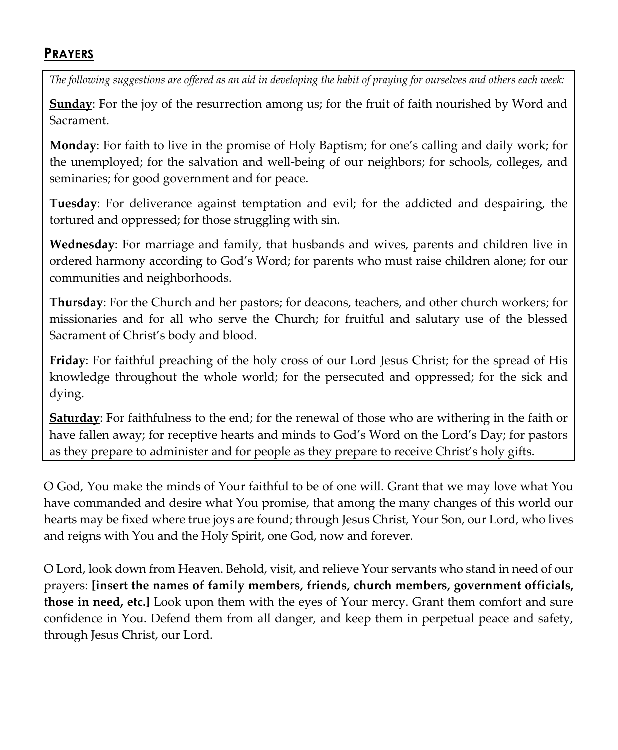## Prayers

*The following suggestions are offered as an aid in developing the habit of praying for ourselves and others each week:*

**Sunday**: For the joy of the resurrection among us; for the fruit of faith nourished by Word and Sacrament.

**Monday**: For faith to live in the promise of Holy Baptism; for one's calling and daily work; for the unemployed; for the salvation and well-being of our neighbors; for schools, colleges, and seminaries; for good government and for peace.

**Tuesday**: For deliverance against temptation and evil; for the addicted and despairing, the tortured and oppressed; for those struggling with sin.

**Wednesday**: For marriage and family, that husbands and wives, parents and children live in ordered harmony according to God's Word; for parents who must raise children alone; for our communities and neighborhoods.

**Thursday**: For the Church and her pastors; for deacons, teachers, and other church workers; for missionaries and for all who serve the Church; for fruitful and salutary use of the blessed Sacrament of Christ's body and blood.

**Friday**: For faithful preaching of the holy cross of our Lord Jesus Christ; for the spread of His knowledge throughout the whole world; for the persecuted and oppressed; for the sick and dying.

**Saturday**: For faithfulness to the end; for the renewal of those who are withering in the faith or have fallen away; for receptive hearts and minds to God's Word on the Lord's Day; for pastors as they prepare to administer and for people as they prepare to receive Christ's holy gifts.

O God, You make the minds of Your faithful to be of one will. Grant that we may love what You have commanded and desire what You promise, that among the many changes of this world our hearts may be fixed where true joys are found; through Jesus Christ, Your Son, our Lord, who lives and reigns with You and the Holy Spirit, one God, now and forever.

O Lord, look down from Heaven. Behold, visit, and relieve Your servants who stand in need of our prayers: **[insert the names of family members, friends, church members, government officials, those in need, etc.]** Look upon them with the eyes of Your mercy. Grant them comfort and sure confidence in You. Defend them from all danger, and keep them in perpetual peace and safety, through Jesus Christ, our Lord.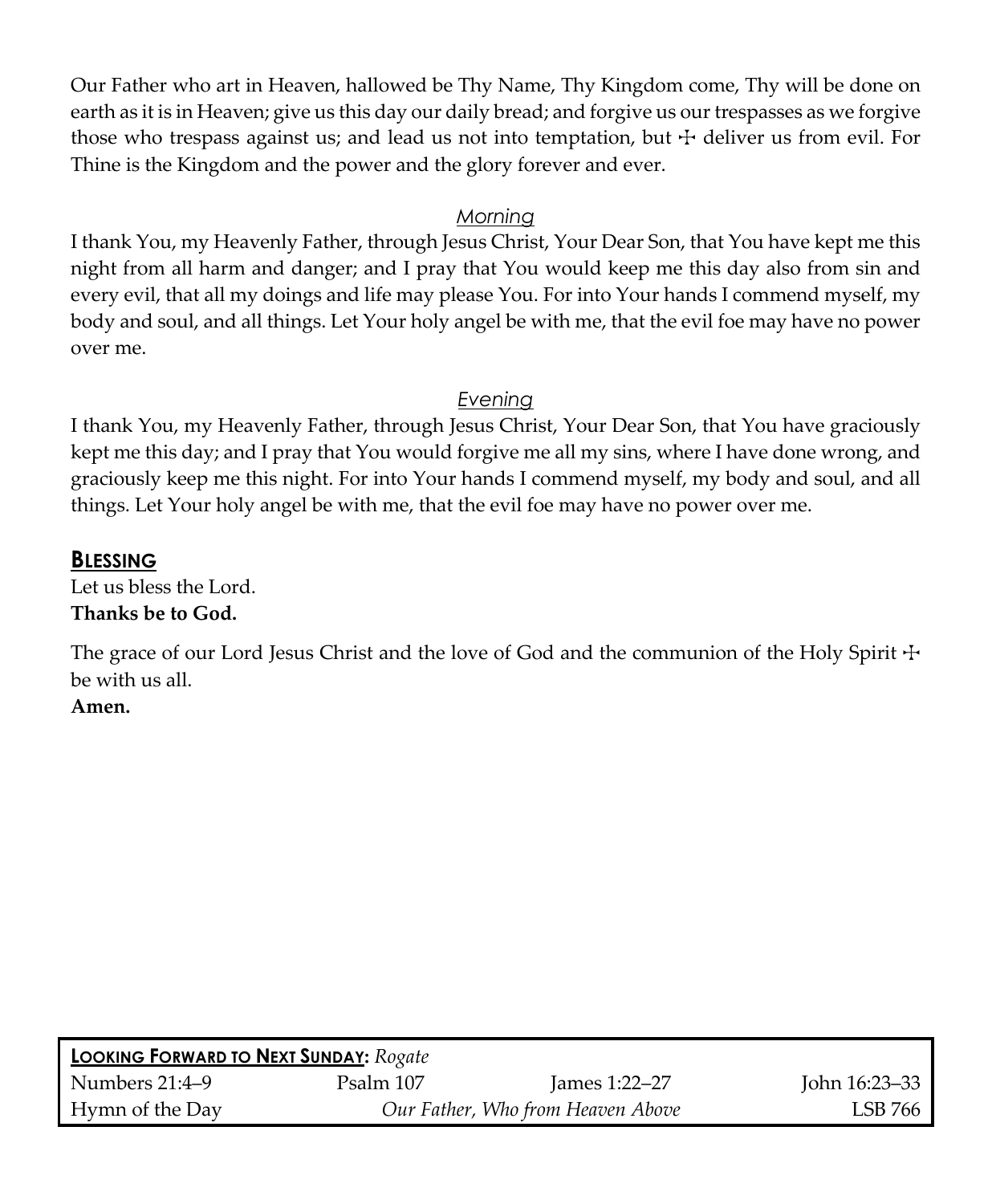Our Father who art in Heaven, hallowed be Thy Name, Thy Kingdom come, Thy will be done on earth as it is in Heaven; give us this day our daily bread; and forgive us our trespasses as we forgive those who trespass against us; and lead us not into temptation, but ☩ deliver us from evil. For Thine is the Kingdom and the power and the glory forever and ever.

*Morning*

I thank You, my Heavenly Father, through Jesus Christ, Your Dear Son, that You have kept me this night from all harm and danger; and I pray that You would keep me this day also from sin and every evil, that all my doings and life may please You. For into Your hands I commend myself, my body and soul, and all things. Let Your holy angel be with me, that the evil foe may have no power over me.

*Evening*

I thank You, my Heavenly Father, through Jesus Christ, Your Dear Son, that You have graciously kept me this day; and I pray that You would forgive me all my sins, where I have done wrong, and graciously keep me this night. For into Your hands I commend myself, my body and soul, and all things. Let Your holy angel be with me, that the evil foe may have no power over me.

## BLESSING

Let us bless the Lord.
**Thanks be to God.**

The grace of our Lord Jesus Christ and the love of God and the communion of the Holy Spirit ☩ be with us all.
**Amen.**

| **LOOKING FORWARD TO NEXT SUNDAY:** *Rogate* | | | |
|---|---|---|---|
| Numbers 21:4–9 | Psalm 107 | James 1:22–27 | John 16:23–33 |
| Hymn of the Day | *Our Father, Who from Heaven Above* | | LSB 766 |